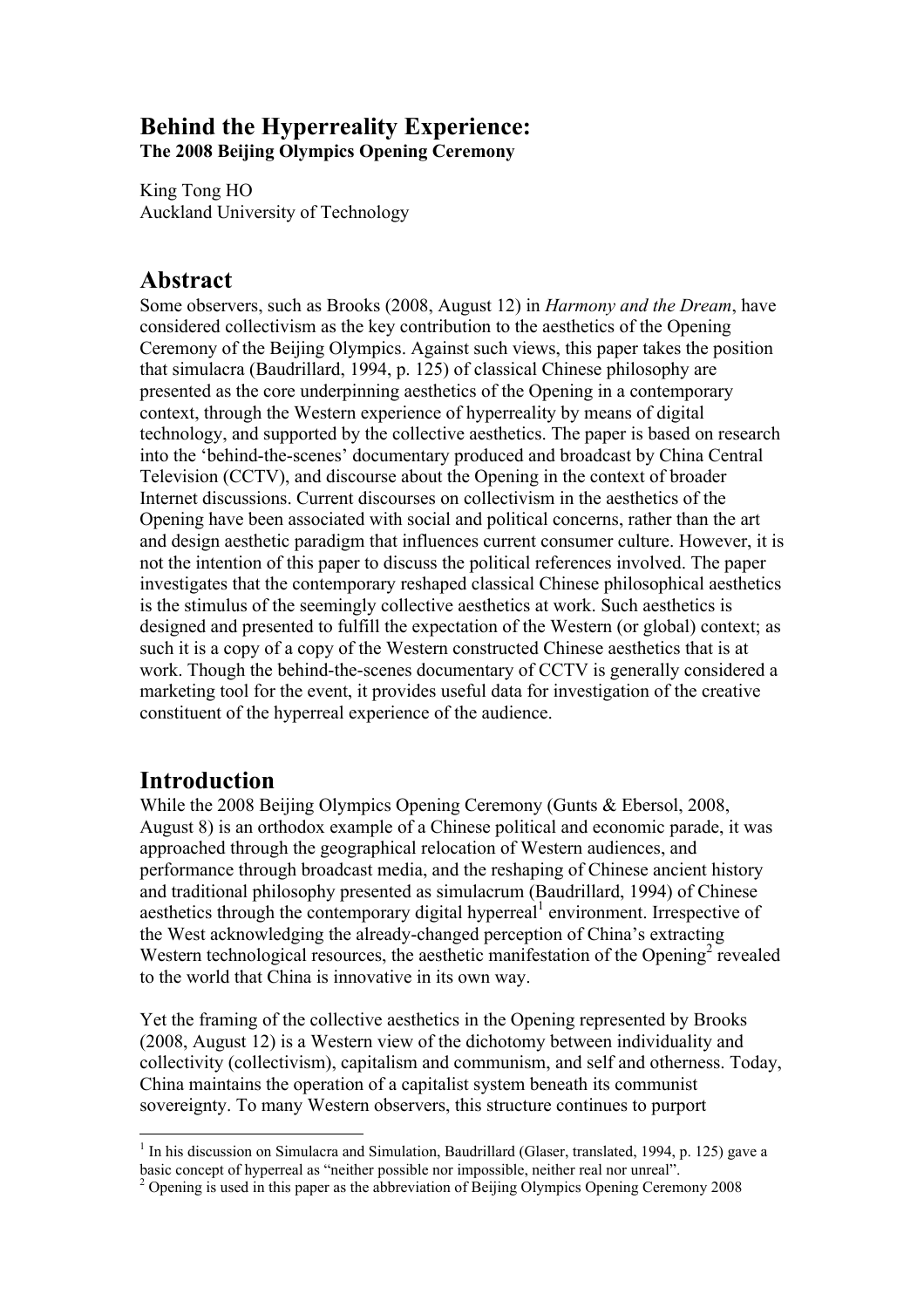# Behind the Hyperreality Experience:

**The 2008 Beijing Olympics Opening Ceremony**

King Tong HO
Auckland University of Technology

## Abstract

Some observers, such as Brooks (2008, August 12) in *Harmony and the Dream*, have considered collectivism as the key contribution to the aesthetics of the Opening Ceremony of the Beijing Olympics. Against such views, this paper takes the position that simulacra (Baudrillard, 1994, p. 125) of classical Chinese philosophy are presented as the core underpinning aesthetics of the Opening in a contemporary context, through the Western experience of hyperreality by means of digital technology, and supported by the collective aesthetics. The paper is based on research into the 'behind-the-scenes' documentary produced and broadcast by China Central Television (CCTV), and discourse about the Opening in the context of broader Internet discussions. Current discourses on collectivism in the aesthetics of the Opening have been associated with social and political concerns, rather than the art and design aesthetic paradigm that influences current consumer culture. However, it is not the intention of this paper to discuss the political references involved. The paper investigates that the contemporary reshaped classical Chinese philosophical aesthetics is the stimulus of the seemingly collective aesthetics at work. Such aesthetics is designed and presented to fulfill the expectation of the Western (or global) context; as such it is a copy of a copy of the Western constructed Chinese aesthetics that is at work. Though the behind-the-scenes documentary of CCTV is generally considered a marketing tool for the event, it provides useful data for investigation of the creative constituent of the hyperreal experience of the audience.

## Introduction

While the 2008 Beijing Olympics Opening Ceremony (Gunts & Ebersol, 2008, August 8) is an orthodox example of a Chinese political and economic parade, it was approached through the geographical relocation of Western audiences, and performance through broadcast media, and the reshaping of Chinese ancient history and traditional philosophy presented as simulacrum (Baudrillard, 1994) of Chinese aesthetics through the contemporary digital hyperreal[1] environment. Irrespective of the West acknowledging the already-changed perception of China's extracting Western technological resources, the aesthetic manifestation of the Opening[2] revealed to the world that China is innovative in its own way.

Yet the framing of the collective aesthetics in the Opening represented by Brooks (2008, August 12) is a Western view of the dichotomy between individuality and collectivity (collectivism), capitalism and communism, and self and otherness. Today, China maintains the operation of a capitalist system beneath its communist sovereignty. To many Western observers, this structure continues to purport

---

[1] In his discussion on Simulacra and Simulation, Baudrillard (Glaser, translated, 1994, p. 125) gave a basic concept of hyperreal as "neither possible nor impossible, neither real nor unreal".

[2] Opening is used in this paper as the abbreviation of Beijing Olympics Opening Ceremony 2008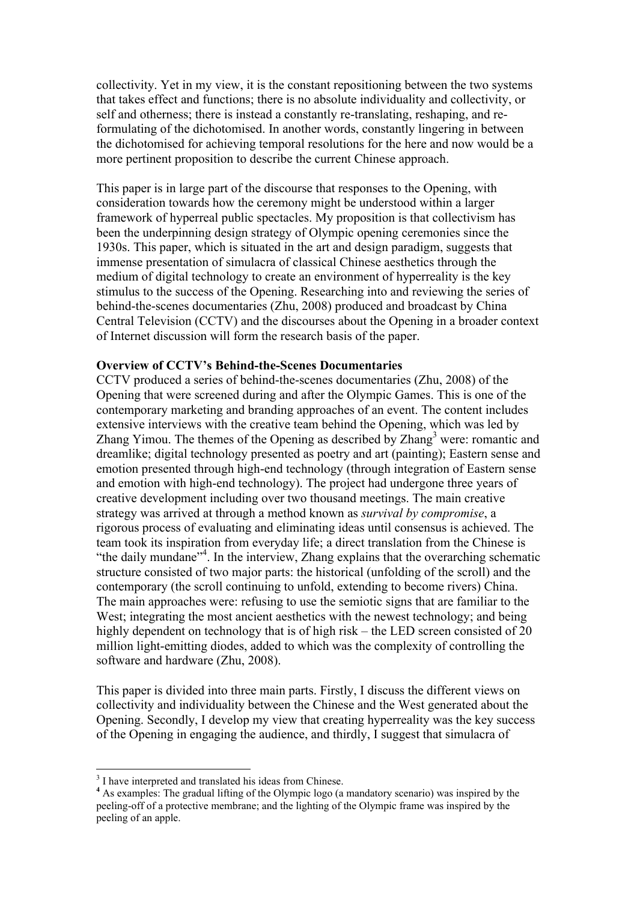collectivity. Yet in my view, it is the constant repositioning between the two systems that takes effect and functions; there is no absolute individuality and collectivity, or self and otherness; there is instead a constantly re-translating, reshaping, and re-formulating of the dichotomised. In another words, constantly lingering in between the dichotomised for achieving temporal resolutions for the here and now would be a more pertinent proposition to describe the current Chinese approach.

This paper is in large part of the discourse that responses to the Opening, with consideration towards how the ceremony might be understood within a larger framework of hyperreal public spectacles. My proposition is that collectivism has been the underpinning design strategy of Olympic opening ceremonies since the 1930s. This paper, which is situated in the art and design paradigm, suggests that immense presentation of simulacra of classical Chinese aesthetics through the medium of digital technology to create an environment of hyperreality is the key stimulus to the success of the Opening. Researching into and reviewing the series of behind-the-scenes documentaries (Zhu, 2008) produced and broadcast by China Central Television (CCTV) and the discourses about the Opening in a broader context of Internet discussion will form the research basis of the paper.

**Overview of CCTV's Behind-the-Scenes Documentaries**

CCTV produced a series of behind-the-scenes documentaries (Zhu, 2008) of the Opening that were screened during and after the Olympic Games. This is one of the contemporary marketing and branding approaches of an event. The content includes extensive interviews with the creative team behind the Opening, which was led by Zhang Yimou. The themes of the Opening as described by Zhang[3] were: romantic and dreamlike; digital technology presented as poetry and art (painting); Eastern sense and emotion presented through high-end technology (through integration of Eastern sense and emotion with high-end technology). The project had undergone three years of creative development including over two thousand meetings. The main creative strategy was arrived at through a method known as *survival by compromise*, a rigorous process of evaluating and eliminating ideas until consensus is achieved. The team took its inspiration from everyday life; a direct translation from the Chinese is "the daily mundane"[4]. In the interview, Zhang explains that the overarching schematic structure consisted of two major parts: the historical (unfolding of the scroll) and the contemporary (the scroll continuing to unfold, extending to become rivers) China. The main approaches were: refusing to use the semiotic signs that are familiar to the West; integrating the most ancient aesthetics with the newest technology; and being highly dependent on technology that is of high risk – the LED screen consisted of 20 million light-emitting diodes, added to which was the complexity of controlling the software and hardware (Zhu, 2008).

This paper is divided into three main parts. Firstly, I discuss the different views on collectivity and individuality between the Chinese and the West generated about the Opening. Secondly, I develop my view that creating hyperreality was the key success of the Opening in engaging the audience, and thirdly, I suggest that simulacra of

---

[3] I have interpreted and translated his ideas from Chinese.

[4] As examples: The gradual lifting of the Olympic logo (a mandatory scenario) was inspired by the peeling-off of a protective membrane; and the lighting of the Olympic frame was inspired by the peeling of an apple.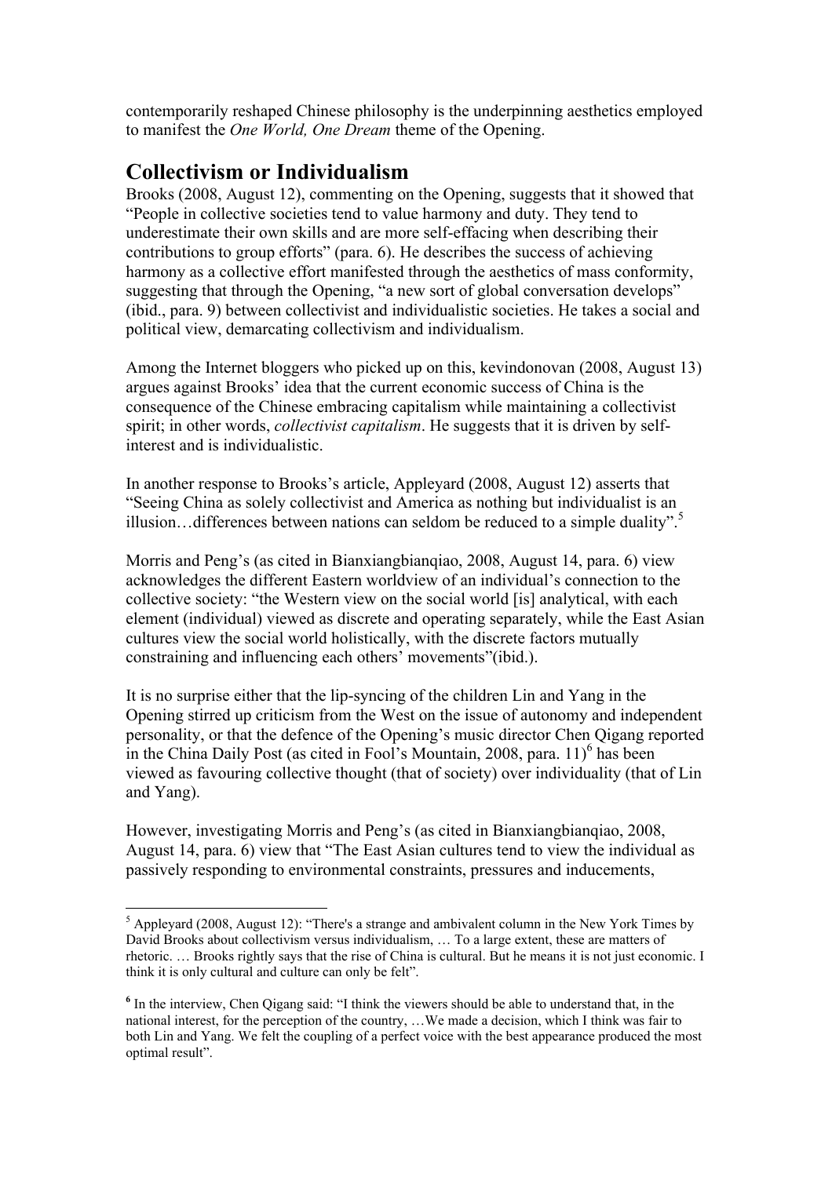contemporarily reshaped Chinese philosophy is the underpinning aesthetics employed to manifest the *One World, One Dream* theme of the Opening.

## Collectivism or Individualism

Brooks (2008, August 12), commenting on the Opening, suggests that it showed that "People in collective societies tend to value harmony and duty. They tend to underestimate their own skills and are more self-effacing when describing their contributions to group efforts" (para. 6). He describes the success of achieving harmony as a collective effort manifested through the aesthetics of mass conformity, suggesting that through the Opening, "a new sort of global conversation develops" (ibid., para. 9) between collectivist and individualistic societies. He takes a social and political view, demarcating collectivism and individualism.

Among the Internet bloggers who picked up on this, kevindonovan (2008, August 13) argues against Brooks' idea that the current economic success of China is the consequence of the Chinese embracing capitalism while maintaining a collectivist spirit; in other words, *collectivist capitalism*. He suggests that it is driven by self-interest and is individualistic.

In another response to Brooks's article, Appleyard (2008, August 12) asserts that "Seeing China as solely collectivist and America as nothing but individualist is an illusion…differences between nations can seldom be reduced to a simple duality".[5]

Morris and Peng's (as cited in Bianxiangbianqiao, 2008, August 14, para. 6) view acknowledges the different Eastern worldview of an individual's connection to the collective society: "the Western view on the social world [is] analytical, with each element (individual) viewed as discrete and operating separately, while the East Asian cultures view the social world holistically, with the discrete factors mutually constraining and influencing each others' movements"(ibid.).

It is no surprise either that the lip-syncing of the children Lin and Yang in the Opening stirred up criticism from the West on the issue of autonomy and independent personality, or that the defence of the Opening's music director Chen Qigang reported in the China Daily Post (as cited in Fool's Mountain, 2008, para. 11)[6] has been viewed as favouring collective thought (that of society) over individuality (that of Lin and Yang).

However, investigating Morris and Peng's (as cited in Bianxiangbianqiao, 2008, August 14, para. 6) view that "The East Asian cultures tend to view the individual as passively responding to environmental constraints, pressures and inducements,

---

[5] Appleyard (2008, August 12): "There's a strange and ambivalent column in the New York Times by David Brooks about collectivism versus individualism, … To a large extent, these are matters of rhetoric. … Brooks rightly says that the rise of China is cultural. But he means it is not just economic. I think it is only cultural and culture can only be felt".

[6] In the interview, Chen Qigang said: "I think the viewers should be able to understand that, in the national interest, for the perception of the country, …We made a decision, which I think was fair to both Lin and Yang. We felt the coupling of a perfect voice with the best appearance produced the most optimal result".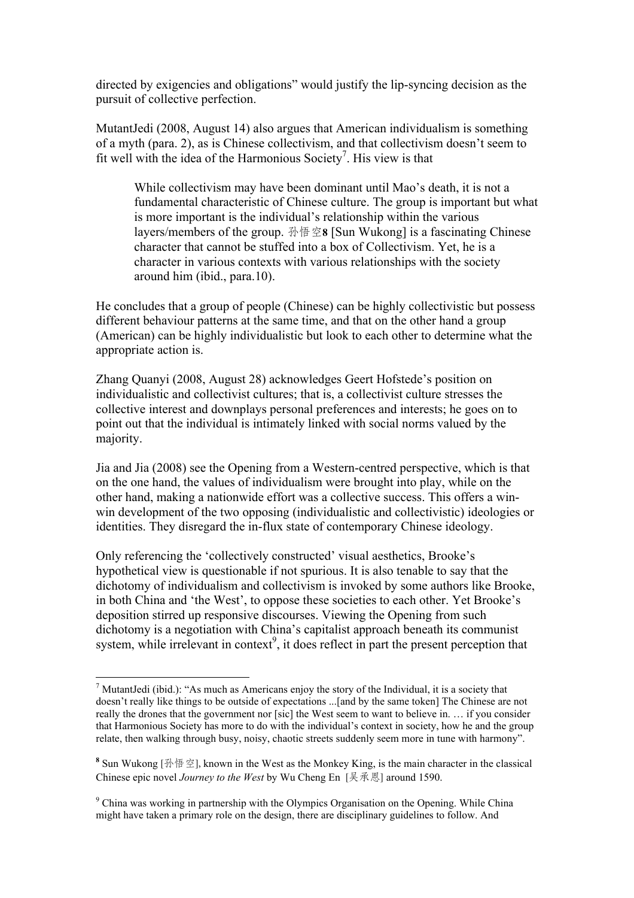directed by exigencies and obligations" would justify the lip-syncing decision as the pursuit of collective perfection.

MutantJedi (2008, August 14) also argues that American individualism is something of a myth (para. 2), as is Chinese collectivism, and that collectivism doesn't seem to fit well with the idea of the Harmonious Society[7]. His view is that

> While collectivism may have been dominant until Mao's death, it is not a fundamental characteristic of Chinese culture. The group is important but what is more important is the individual's relationship within the various layers/members of the group. 孙悟空**[8]** [Sun Wukong] is a fascinating Chinese character that cannot be stuffed into a box of Collectivism. Yet, he is a character in various contexts with various relationships with the society around him (ibid., para.10).

He concludes that a group of people (Chinese) can be highly collectivistic but possess different behaviour patterns at the same time, and that on the other hand a group (American) can be highly individualistic but look to each other to determine what the appropriate action is.

Zhang Quanyi (2008, August 28) acknowledges Geert Hofstede's position on individualistic and collectivist cultures; that is, a collectivist culture stresses the collective interest and downplays personal preferences and interests; he goes on to point out that the individual is intimately linked with social norms valued by the majority.

Jia and Jia (2008) see the Opening from a Western-centred perspective, which is that on the one hand, the values of individualism were brought into play, while on the other hand, making a nationwide effort was a collective success. This offers a win-win development of the two opposing (individualistic and collectivistic) ideologies or identities. They disregard the in-flux state of contemporary Chinese ideology.

Only referencing the 'collectively constructed' visual aesthetics, Brooke's hypothetical view is questionable if not spurious. It is also tenable to say that the dichotomy of individualism and collectivism is invoked by some authors like Brooke, in both China and 'the West', to oppose these societies to each other. Yet Brooke's deposition stirred up responsive discourses. Viewing the Opening from such dichotomy is a negotiation with China's capitalist approach beneath its communist system, while irrelevant in context[9], it does reflect in part the present perception that

---

[7] MutantJedi (ibid.): "As much as Americans enjoy the story of the Individual, it is a society that doesn't really like things to be outside of expectations ...[and by the same token] The Chinese are not really the drones that the government nor [sic] the West seem to want to believe in. … if you consider that Harmonious Society has more to do with the individual's context in society, how he and the group relate, then walking through busy, noisy, chaotic streets suddenly seem more in tune with harmony".

**[8]** Sun Wukong [孙悟空], known in the West as the Monkey King, is the main character in the classical Chinese epic novel *Journey to the West* by Wu Cheng En [吴承恩] around 1590.

[9] China was working in partnership with the Olympics Organisation on the Opening. While China might have taken a primary role on the design, there are disciplinary guidelines to follow. And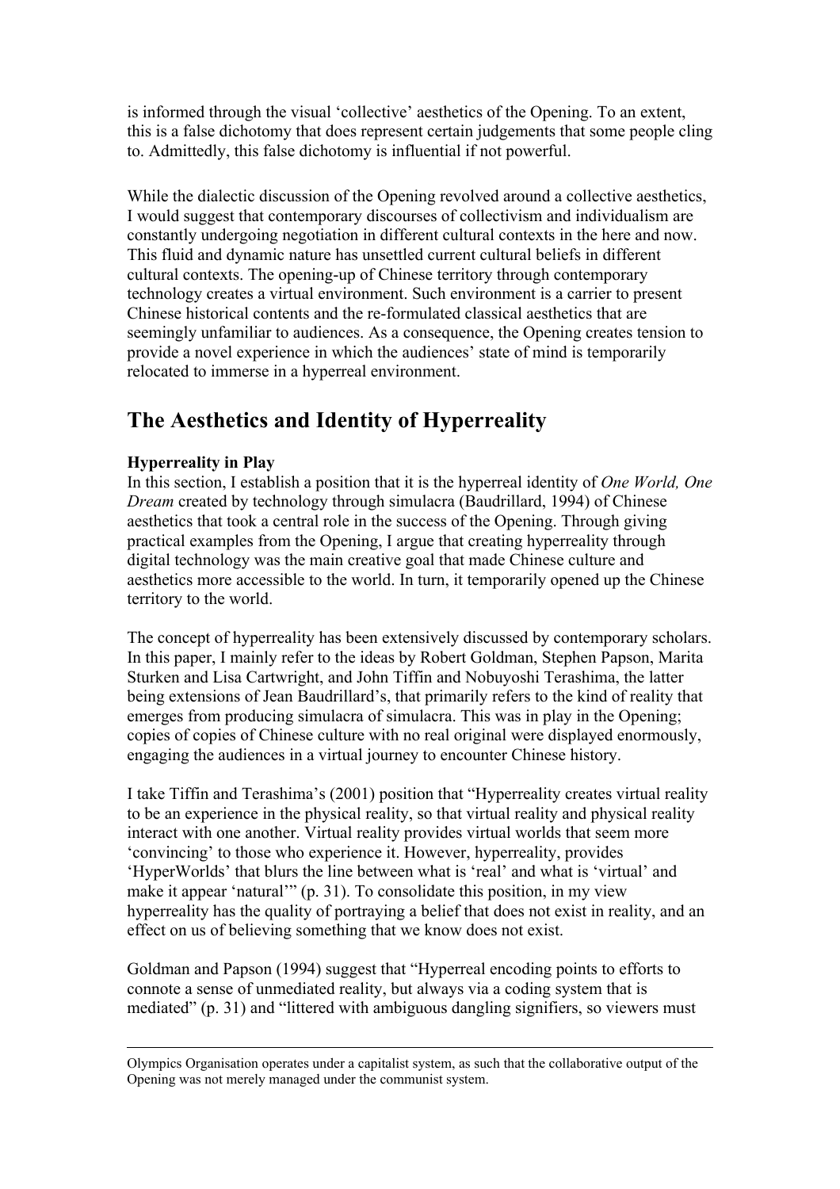is informed through the visual 'collective' aesthetics of the Opening. To an extent, this is a false dichotomy that does represent certain judgements that some people cling to. Admittedly, this false dichotomy is influential if not powerful.

While the dialectic discussion of the Opening revolved around a collective aesthetics, I would suggest that contemporary discourses of collectivism and individualism are constantly undergoing negotiation in different cultural contexts in the here and now. This fluid and dynamic nature has unsettled current cultural beliefs in different cultural contexts. The opening-up of Chinese territory through contemporary technology creates a virtual environment. Such environment is a carrier to present Chinese historical contents and the re-formulated classical aesthetics that are seemingly unfamiliar to audiences. As a consequence, the Opening creates tension to provide a novel experience in which the audiences' state of mind is temporarily relocated to immerse in a hyperreal environment.

## The Aesthetics and Identity of Hyperreality

### Hyperreality in Play

In this section, I establish a position that it is the hyperreal identity of *One World, One Dream* created by technology through simulacra (Baudrillard, 1994) of Chinese aesthetics that took a central role in the success of the Opening. Through giving practical examples from the Opening, I argue that creating hyperreality through digital technology was the main creative goal that made Chinese culture and aesthetics more accessible to the world. In turn, it temporarily opened up the Chinese territory to the world.

The concept of hyperreality has been extensively discussed by contemporary scholars. In this paper, I mainly refer to the ideas by Robert Goldman, Stephen Papson, Marita Sturken and Lisa Cartwright, and John Tiffin and Nobuyoshi Terashima, the latter being extensions of Jean Baudrillard's, that primarily refers to the kind of reality that emerges from producing simulacra of simulacra. This was in play in the Opening; copies of copies of Chinese culture with no real original were displayed enormously, engaging the audiences in a virtual journey to encounter Chinese history.

I take Tiffin and Terashima's (2001) position that "Hyperreality creates virtual reality to be an experience in the physical reality, so that virtual reality and physical reality interact with one another. Virtual reality provides virtual worlds that seem more 'convincing' to those who experience it. However, hyperreality, provides 'HyperWorlds' that blurs the line between what is 'real' and what is 'virtual' and make it appear 'natural'" (p. 31). To consolidate this position, in my view hyperreality has the quality of portraying a belief that does not exist in reality, and an effect on us of believing something that we know does not exist.

Goldman and Papson (1994) suggest that "Hyperreal encoding points to efforts to connote a sense of unmediated reality, but always via a coding system that is mediated" (p. 31) and "littered with ambiguous dangling signifiers, so viewers must

---

Olympics Organisation operates under a capitalist system, as such that the collaborative output of the Opening was not merely managed under the communist system.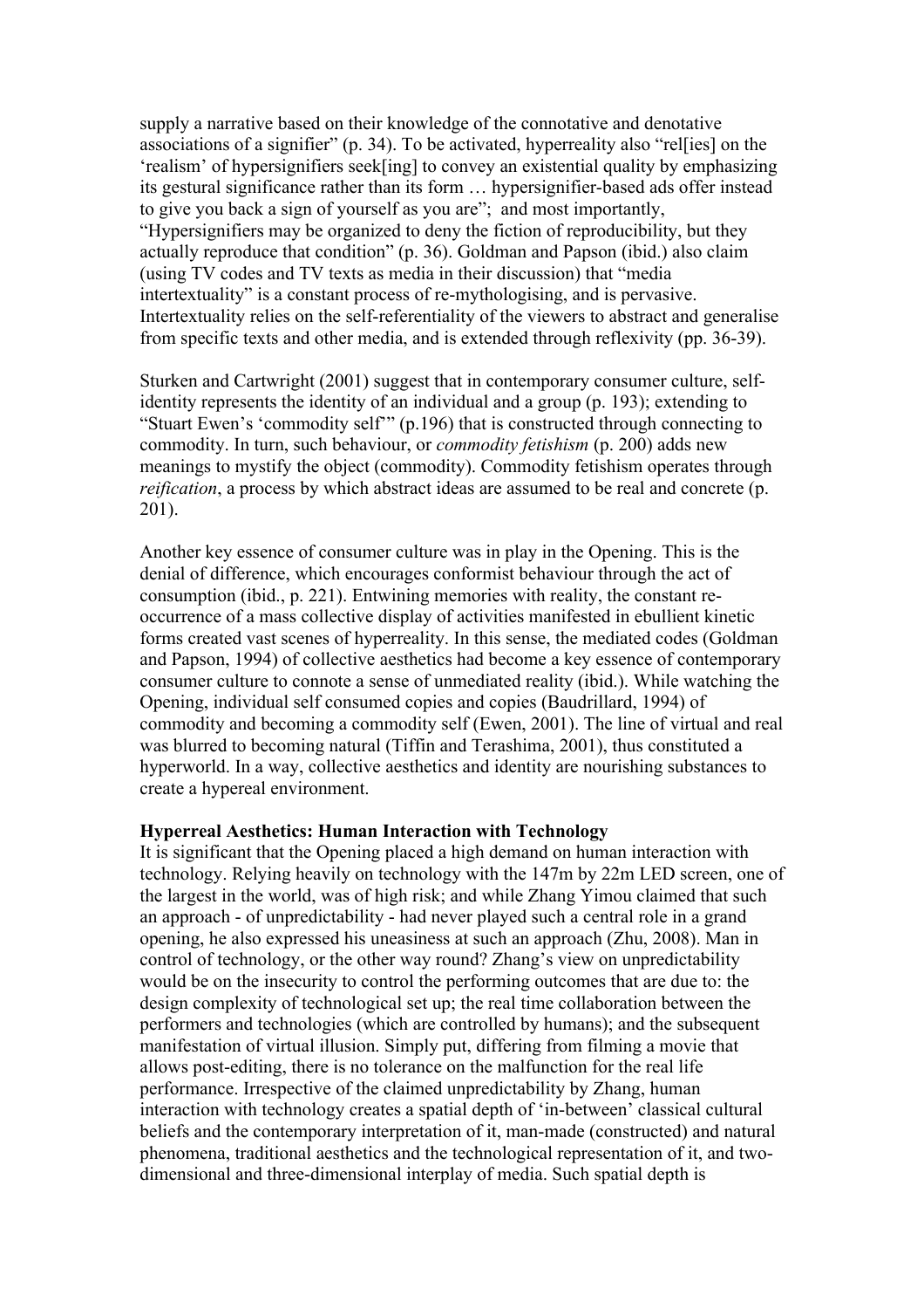supply a narrative based on their knowledge of the connotative and denotative associations of a signifier" (p. 34). To be activated, hyperreality also "rel[ies] on the 'realism' of hypersignifiers seek[ing] to convey an existential quality by emphasizing its gestural significance rather than its form … hypersignifier-based ads offer instead to give you back a sign of yourself as you are"; and most importantly, "Hypersignifiers may be organized to deny the fiction of reproducibility, but they actually reproduce that condition" (p. 36). Goldman and Papson (ibid.) also claim (using TV codes and TV texts as media in their discussion) that "media intertextuality" is a constant process of re-mythologising, and is pervasive. Intertextuality relies on the self-referentiality of the viewers to abstract and generalise from specific texts and other media, and is extended through reflexivity (pp. 36-39).

Sturken and Cartwright (2001) suggest that in contemporary consumer culture, self-identity represents the identity of an individual and a group (p. 193); extending to "Stuart Ewen's 'commodity self'" (p.196) that is constructed through connecting to commodity. In turn, such behaviour, or *commodity fetishism* (p. 200) adds new meanings to mystify the object (commodity). Commodity fetishism operates through *reification*, a process by which abstract ideas are assumed to be real and concrete (p. 201).

Another key essence of consumer culture was in play in the Opening. This is the denial of difference, which encourages conformist behaviour through the act of consumption (ibid., p. 221). Entwining memories with reality, the constant re-occurrence of a mass collective display of activities manifested in ebullient kinetic forms created vast scenes of hyperreality. In this sense, the mediated codes (Goldman and Papson, 1994) of collective aesthetics had become a key essence of contemporary consumer culture to connote a sense of unmediated reality (ibid.). While watching the Opening, individual self consumed copies and copies (Baudrillard, 1994) of commodity and becoming a commodity self (Ewen, 2001). The line of virtual and real was blurred to becoming natural (Tiffin and Terashima, 2001), thus constituted a hyperworld. In a way, collective aesthetics and identity are nourishing substances to create a hypereal environment.

**Hyperreal Aesthetics: Human Interaction with Technology**

It is significant that the Opening placed a high demand on human interaction with technology. Relying heavily on technology with the 147m by 22m LED screen, one of the largest in the world, was of high risk; and while Zhang Yimou claimed that such an approach - of unpredictability - had never played such a central role in a grand opening, he also expressed his uneasiness at such an approach (Zhu, 2008). Man in control of technology, or the other way round? Zhang's view on unpredictability would be on the insecurity to control the performing outcomes that are due to: the design complexity of technological set up; the real time collaboration between the performers and technologies (which are controlled by humans); and the subsequent manifestation of virtual illusion. Simply put, differing from filming a movie that allows post-editing, there is no tolerance on the malfunction for the real life performance. Irrespective of the claimed unpredictability by Zhang, human interaction with technology creates a spatial depth of 'in-between' classical cultural beliefs and the contemporary interpretation of it, man-made (constructed) and natural phenomena, traditional aesthetics and the technological representation of it, and two-dimensional and three-dimensional interplay of media. Such spatial depth is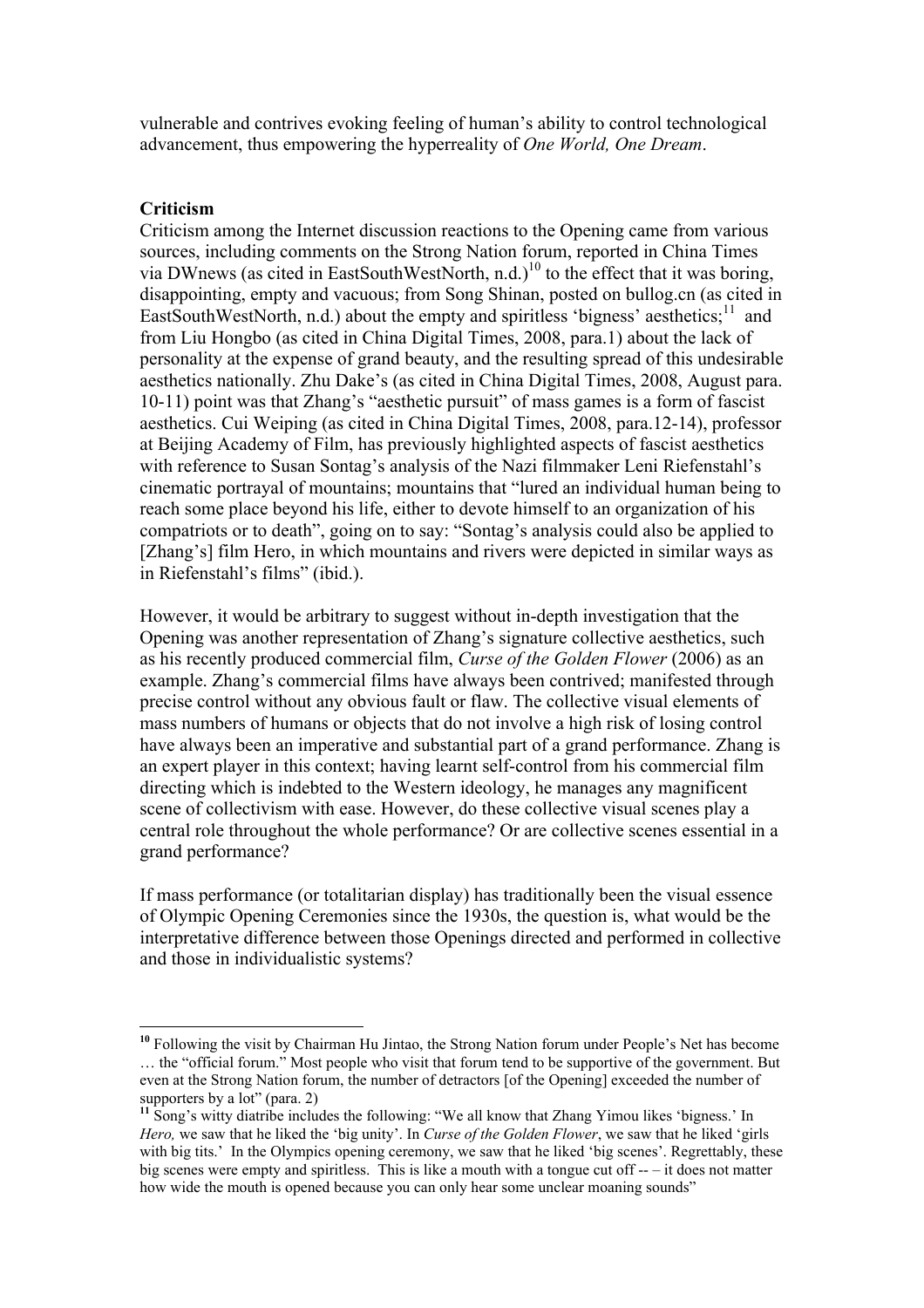vulnerable and contrives evoking feeling of human's ability to control technological advancement, thus empowering the hyperreality of *One World, One Dream*.

**Criticism**

Criticism among the Internet discussion reactions to the Opening came from various sources, including comments on the Strong Nation forum, reported in China Times via DWnews (as cited in EastSouthWestNorth, n.d.)[10] to the effect that it was boring, disappointing, empty and vacuous; from Song Shinan, posted on bullog.cn (as cited in EastSouthWestNorth, n.d.) about the empty and spiritless 'bigness' aesthetics;[11] and from Liu Hongbo (as cited in China Digital Times, 2008, para.1) about the lack of personality at the expense of grand beauty, and the resulting spread of this undesirable aesthetics nationally. Zhu Dake's (as cited in China Digital Times, 2008, August para. 10-11) point was that Zhang's "aesthetic pursuit" of mass games is a form of fascist aesthetics. Cui Weiping (as cited in China Digital Times, 2008, para.12-14), professor at Beijing Academy of Film, has previously highlighted aspects of fascist aesthetics with reference to Susan Sontag's analysis of the Nazi filmmaker Leni Riefenstahl's cinematic portrayal of mountains; mountains that "lured an individual human being to reach some place beyond his life, either to devote himself to an organization of his compatriots or to death", going on to say: "Sontag's analysis could also be applied to [Zhang's] film Hero, in which mountains and rivers were depicted in similar ways as in Riefenstahl's films" (ibid.).

However, it would be arbitrary to suggest without in-depth investigation that the Opening was another representation of Zhang's signature collective aesthetics, such as his recently produced commercial film, *Curse of the Golden Flower* (2006) as an example. Zhang's commercial films have always been contrived; manifested through precise control without any obvious fault or flaw. The collective visual elements of mass numbers of humans or objects that do not involve a high risk of losing control have always been an imperative and substantial part of a grand performance. Zhang is an expert player in this context; having learnt self-control from his commercial film directing which is indebted to the Western ideology, he manages any magnificent scene of collectivism with ease. However, do these collective visual scenes play a central role throughout the whole performance? Or are collective scenes essential in a grand performance?

If mass performance (or totalitarian display) has traditionally been the visual essence of Olympic Opening Ceremonies since the 1930s, the question is, what would be the interpretative difference between those Openings directed and performed in collective and those in individualistic systems?

---

[10] Following the visit by Chairman Hu Jintao, the Strong Nation forum under People's Net has become … the "official forum." Most people who visit that forum tend to be supportive of the government. But even at the Strong Nation forum, the number of detractors [of the Opening] exceeded the number of supporters by a lot" (para. 2)

[11] Song's witty diatribe includes the following: "We all know that Zhang Yimou likes 'bigness.' In *Hero,* we saw that he liked the 'big unity'. In *Curse of the Golden Flower*, we saw that he liked 'girls with big tits.' In the Olympics opening ceremony, we saw that he liked 'big scenes'. Regrettably, these big scenes were empty and spiritless. This is like a mouth with a tongue cut off -- – it does not matter how wide the mouth is opened because you can only hear some unclear moaning sounds"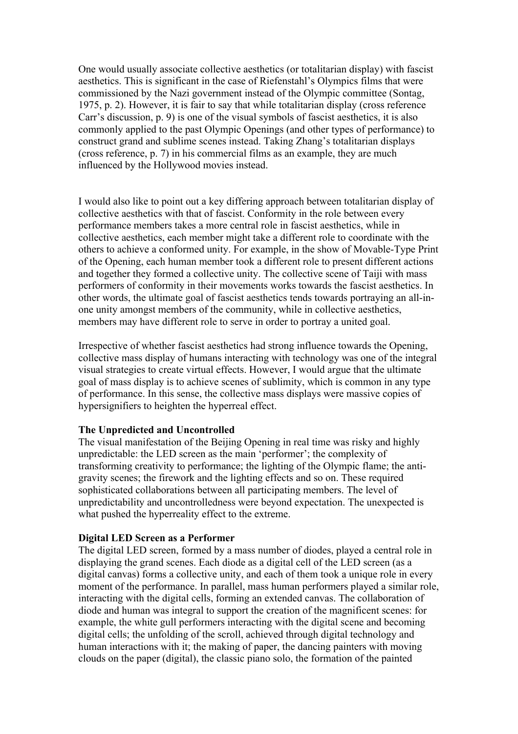One would usually associate collective aesthetics (or totalitarian display) with fascist aesthetics. This is significant in the case of Riefenstahl's Olympics films that were commissioned by the Nazi government instead of the Olympic committee (Sontag, 1975, p. 2). However, it is fair to say that while totalitarian display (cross reference Carr's discussion, p. 9) is one of the visual symbols of fascist aesthetics, it is also commonly applied to the past Olympic Openings (and other types of performance) to construct grand and sublime scenes instead. Taking Zhang's totalitarian displays (cross reference, p. 7) in his commercial films as an example, they are much influenced by the Hollywood movies instead.

I would also like to point out a key differing approach between totalitarian display of collective aesthetics with that of fascist. Conformity in the role between every performance members takes a more central role in fascist aesthetics, while in collective aesthetics, each member might take a different role to coordinate with the others to achieve a conformed unity. For example, in the show of Movable-Type Print of the Opening, each human member took a different role to present different actions and together they formed a collective unity. The collective scene of Taiji with mass performers of conformity in their movements works towards the fascist aesthetics. In other words, the ultimate goal of fascist aesthetics tends towards portraying an all-in-one unity amongst members of the community, while in collective aesthetics, members may have different role to serve in order to portray a united goal.

Irrespective of whether fascist aesthetics had strong influence towards the Opening, collective mass display of humans interacting with technology was one of the integral visual strategies to create virtual effects. However, I would argue that the ultimate goal of mass display is to achieve scenes of sublimity, which is common in any type of performance. In this sense, the collective mass displays were massive copies of hypersignifiers to heighten the hyperreal effect.

**The Unpredicted and Uncontrolled**

The visual manifestation of the Beijing Opening in real time was risky and highly unpredictable: the LED screen as the main 'performer'; the complexity of transforming creativity to performance; the lighting of the Olympic flame; the anti-gravity scenes; the firework and the lighting effects and so on. These required sophisticated collaborations between all participating members. The level of unpredictability and uncontrolledness were beyond expectation. The unexpected is what pushed the hyperreality effect to the extreme.

**Digital LED Screen as a Performer**

The digital LED screen, formed by a mass number of diodes, played a central role in displaying the grand scenes. Each diode as a digital cell of the LED screen (as a digital canvas) forms a collective unity, and each of them took a unique role in every moment of the performance. In parallel, mass human performers played a similar role, interacting with the digital cells, forming an extended canvas. The collaboration of diode and human was integral to support the creation of the magnificent scenes: for example, the white gull performers interacting with the digital scene and becoming digital cells; the unfolding of the scroll, achieved through digital technology and human interactions with it; the making of paper, the dancing painters with moving clouds on the paper (digital), the classic piano solo, the formation of the painted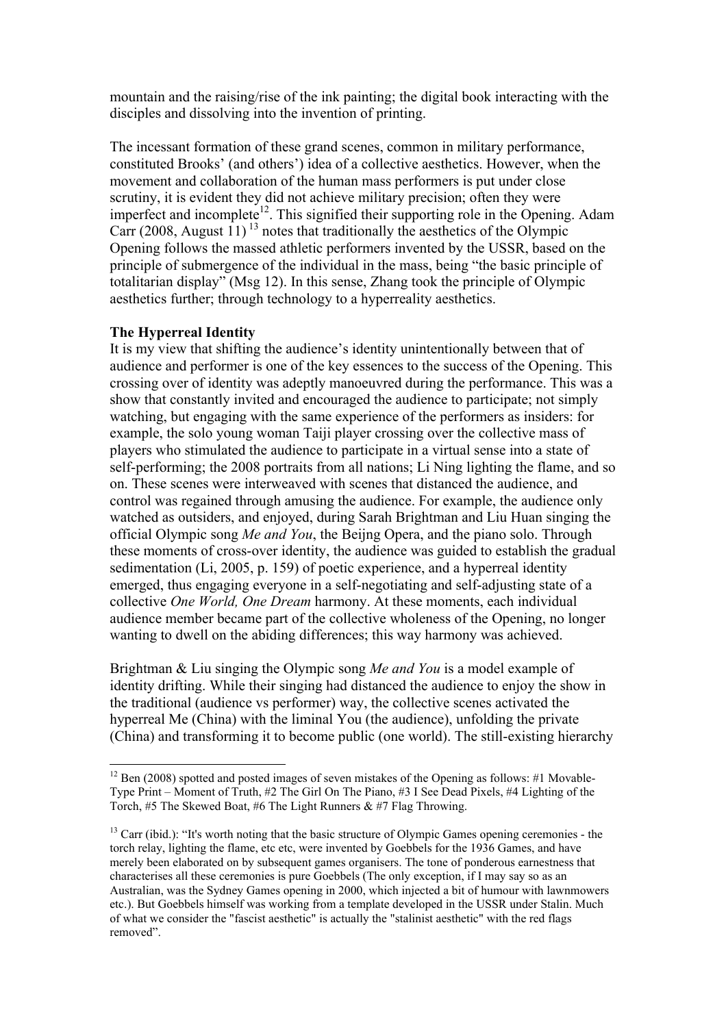mountain and the raising/rise of the ink painting; the digital book interacting with the disciples and dissolving into the invention of printing.

The incessant formation of these grand scenes, common in military performance, constituted Brooks' (and others') idea of a collective aesthetics. However, when the movement and collaboration of the human mass performers is put under close scrutiny, it is evident they did not achieve military precision; often they were imperfect and incomplete[12]. This signified their supporting role in the Opening. Adam Carr (2008, August 11)[13] notes that traditionally the aesthetics of the Olympic Opening follows the massed athletic performers invented by the USSR, based on the principle of submergence of the individual in the mass, being "the basic principle of totalitarian display" (Msg 12). In this sense, Zhang took the principle of Olympic aesthetics further; through technology to a hyperreality aesthetics.

**The Hyperreal Identity**

It is my view that shifting the audience's identity unintentionally between that of audience and performer is one of the key essences to the success of the Opening. This crossing over of identity was adeptly manoeuvred during the performance. This was a show that constantly invited and encouraged the audience to participate; not simply watching, but engaging with the same experience of the performers as insiders: for example, the solo young woman Taiji player crossing over the collective mass of players who stimulated the audience to participate in a virtual sense into a state of self-performing; the 2008 portraits from all nations; Li Ning lighting the flame, and so on. These scenes were interweaved with scenes that distanced the audience, and control was regained through amusing the audience. For example, the audience only watched as outsiders, and enjoyed, during Sarah Brightman and Liu Huan singing the official Olympic song *Me and You*, the Beijng Opera, and the piano solo. Through these moments of cross-over identity, the audience was guided to establish the gradual sedimentation (Li, 2005, p. 159) of poetic experience, and a hyperreal identity emerged, thus engaging everyone in a self-negotiating and self-adjusting state of a collective *One World, One Dream* harmony. At these moments, each individual audience member became part of the collective wholeness of the Opening, no longer wanting to dwell on the abiding differences; this way harmony was achieved.

Brightman & Liu singing the Olympic song *Me and You* is a model example of identity drifting. While their singing had distanced the audience to enjoy the show in the traditional (audience vs performer) way, the collective scenes activated the hyperreal Me (China) with the liminal You (the audience), unfolding the private (China) and transforming it to become public (one world). The still-existing hierarchy

---

[12] Ben (2008) spotted and posted images of seven mistakes of the Opening as follows: #1 Movable-Type Print – Moment of Truth, #2 The Girl On The Piano, #3 I See Dead Pixels, #4 Lighting of the Torch, #5 The Skewed Boat, #6 The Light Runners & #7 Flag Throwing.

[13] Carr (ibid.): "It's worth noting that the basic structure of Olympic Games opening ceremonies - the torch relay, lighting the flame, etc etc, were invented by Goebbels for the 1936 Games, and have merely been elaborated on by subsequent games organisers. The tone of ponderous earnestness that characterises all these ceremonies is pure Goebbels (The only exception, if I may say so as an Australian, was the Sydney Games opening in 2000, which injected a bit of humour with lawnmowers etc.). But Goebbels himself was working from a template developed in the USSR under Stalin. Much of what we consider the "fascist aesthetic" is actually the "stalinist aesthetic" with the red flags removed".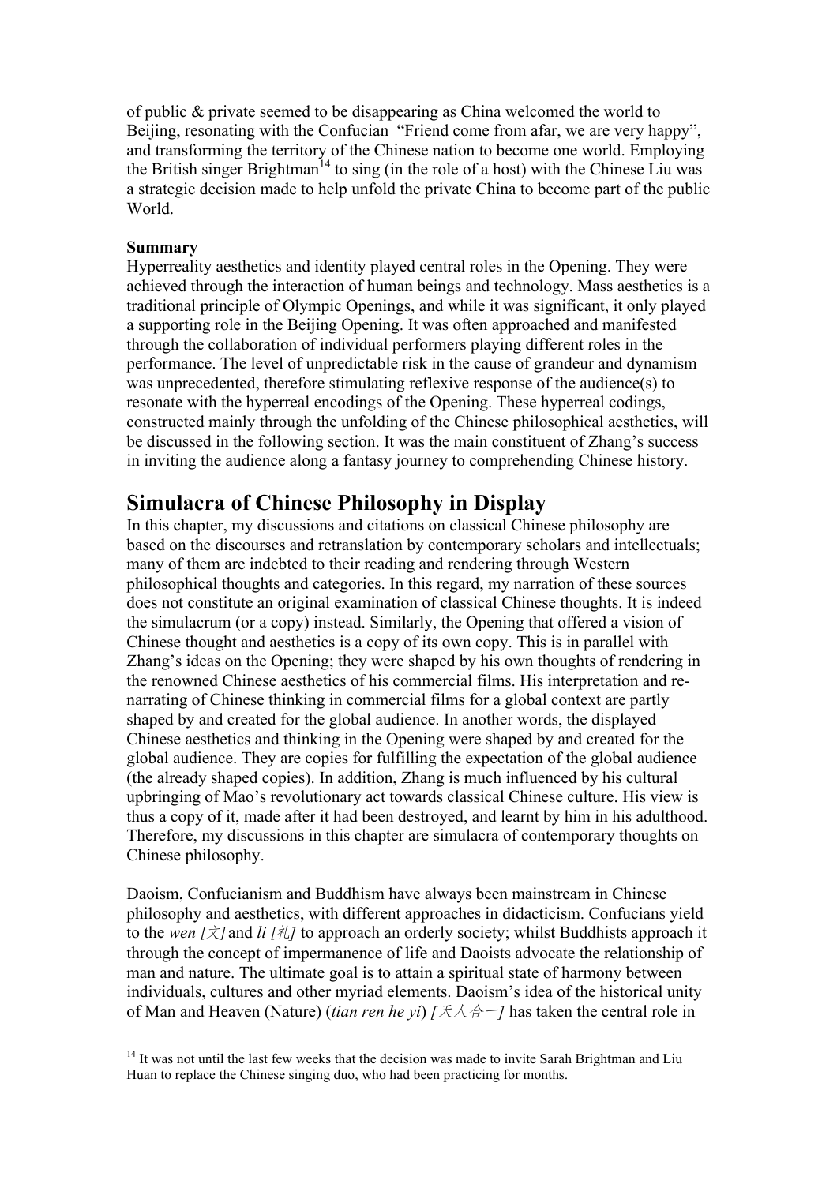of public & private seemed to be disappearing as China welcomed the world to Beijing, resonating with the Confucian "Friend come from afar, we are very happy", and transforming the territory of the Chinese nation to become one world. Employing the British singer Brightman[14] to sing (in the role of a host) with the Chinese Liu was a strategic decision made to help unfold the private China to become part of the public World.

**Summary**

Hyperreality aesthetics and identity played central roles in the Opening. They were achieved through the interaction of human beings and technology. Mass aesthetics is a traditional principle of Olympic Openings, and while it was significant, it only played a supporting role in the Beijing Opening. It was often approached and manifested through the collaboration of individual performers playing different roles in the performance. The level of unpredictable risk in the cause of grandeur and dynamism was unprecedented, therefore stimulating reflexive response of the audience(s) to resonate with the hyperreal encodings of the Opening. These hyperreal codings, constructed mainly through the unfolding of the Chinese philosophical aesthetics, will be discussed in the following section. It was the main constituent of Zhang's success in inviting the audience along a fantasy journey to comprehending Chinese history.

## Simulacra of Chinese Philosophy in Display

In this chapter, my discussions and citations on classical Chinese philosophy are based on the discourses and retranslation by contemporary scholars and intellectuals; many of them are indebted to their reading and rendering through Western philosophical thoughts and categories. In this regard, my narration of these sources does not constitute an original examination of classical Chinese thoughts. It is indeed the simulacrum (or a copy) instead. Similarly, the Opening that offered a vision of Chinese thought and aesthetics is a copy of its own copy. This is in parallel with Zhang's ideas on the Opening; they were shaped by his own thoughts of rendering in the renowned Chinese aesthetics of his commercial films. His interpretation and re-narrating of Chinese thinking in commercial films for a global context are partly shaped by and created for the global audience. In another words, the displayed Chinese aesthetics and thinking in the Opening were shaped by and created for the global audience. They are copies for fulfilling the expectation of the global audience (the already shaped copies). In addition, Zhang is much influenced by his cultural upbringing of Mao's revolutionary act towards classical Chinese culture. His view is thus a copy of it, made after it had been destroyed, and learnt by him in his adulthood. Therefore, my discussions in this chapter are simulacra of contemporary thoughts on Chinese philosophy.

Daoism, Confucianism and Buddhism have always been mainstream in Chinese philosophy and aesthetics, with different approaches in didacticism. Confucians yield to the *wen [文]* and *li [礼]* to approach an orderly society; whilst Buddhists approach it through the concept of impermanence of life and Daoists advocate the relationship of man and nature. The ultimate goal is to attain a spiritual state of harmony between individuals, cultures and other myriad elements. Daoism's idea of the historical unity of Man and Heaven (Nature) (*tian ren he yi*) *[天人合一]* has taken the central role in

[14] It was not until the last few weeks that the decision was made to invite Sarah Brightman and Liu Huan to replace the Chinese singing duo, who had been practicing for months.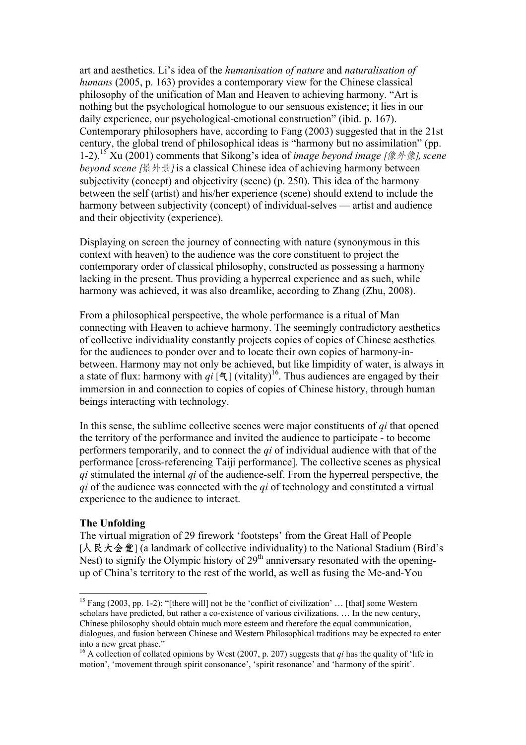art and aesthetics. Li's idea of the *humanisation of nature* and *naturalisation of humans* (2005, p. 163) provides a contemporary view for the Chinese classical philosophy of the unification of Man and Heaven to achieving harmony. "Art is nothing but the psychological homologue to our sensuous existence; it lies in our daily experience, our psychological-emotional construction" (ibid. p. 167). Contemporary philosophers have, according to Fang (2003) suggested that in the 21st century, the global trend of philosophical ideas is "harmony but no assimilation" (pp. 1-2).[15] Xu (2001) comments that Sikong's idea of *image beyond image [像外像], scene beyond scene [景外景]* is a classical Chinese idea of achieving harmony between subjectivity (concept) and objectivity (scene) (p. 250). This idea of the harmony between the self (artist) and his/her experience (scene) should extend to include the harmony between subjectivity (concept) of individual-selves — artist and audience and their objectivity (experience).

Displaying on screen the journey of connecting with nature (synonymous in this context with heaven) to the audience was the core constituent to project the contemporary order of classical philosophy, constructed as possessing a harmony lacking in the present. Thus providing a hyperreal experience and as such, while harmony was achieved, it was also dreamlike, according to Zhang (Zhu, 2008).

From a philosophical perspective, the whole performance is a ritual of Man connecting with Heaven to achieve harmony. The seemingly contradictory aesthetics of collective individuality constantly projects copies of copies of Chinese aesthetics for the audiences to ponder over and to locate their own copies of harmony-in-between. Harmony may not only be achieved, but like limpidity of water, is always in a state of flux: harmony with *qi* [气] (vitality)[16]. Thus audiences are engaged by their immersion in and connection to copies of copies of Chinese history, through human beings interacting with technology.

In this sense, the sublime collective scenes were major constituents of *qi* that opened the territory of the performance and invited the audience to participate - to become performers temporarily, and to connect the *qi* of individual audience with that of the performance [cross-referencing Taiji performance]. The collective scenes as physical *qi* stimulated the internal *qi* of the audience-self. From the hyperreal perspective, the *qi* of the audience was connected with the *qi* of technology and constituted a virtual experience to the audience to interact.

**The Unfolding**

The virtual migration of 29 firework 'footsteps' from the Great Hall of People [人民大会堂] (a landmark of collective individuality) to the National Stadium (Bird's Nest) to signify the Olympic history of 29th anniversary resonated with the opening-up of China's territory to the rest of the world, as well as fusing the Me-and-You

---

[15] Fang (2003, pp. 1-2): "[there will] not be the 'conflict of civilization' … [that] some Western scholars have predicted, but rather a co-existence of various civilizations. … In the new century, Chinese philosophy should obtain much more esteem and therefore the equal communication, dialogues, and fusion between Chinese and Western Philosophical traditions may be expected to enter into a new great phase."

[16] A collection of collated opinions by West (2007, p. 207) suggests that *qi* has the quality of 'life in motion', 'movement through spirit consonance', 'spirit resonance' and 'harmony of the spirit'.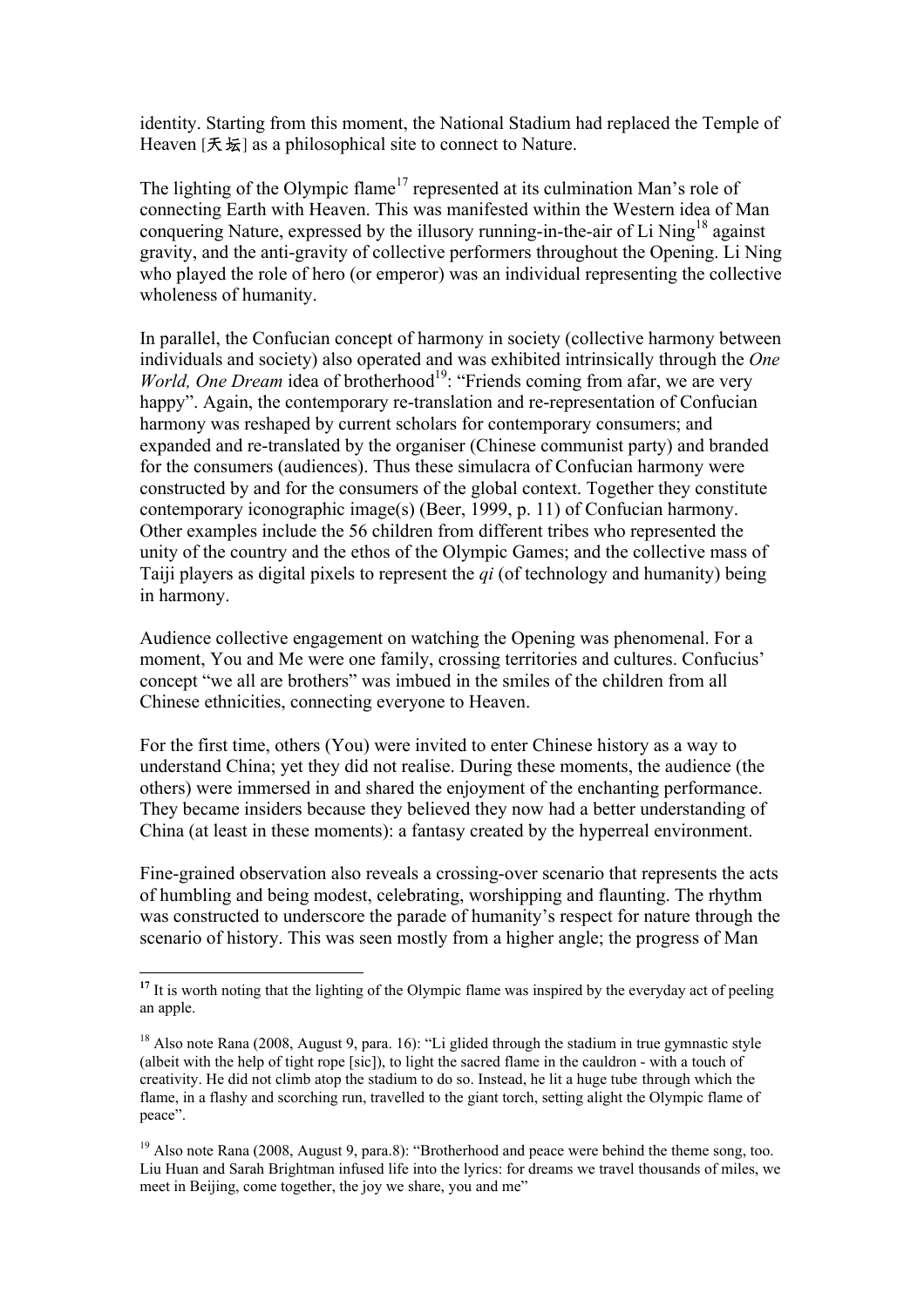identity. Starting from this moment, the National Stadium had replaced the Temple of Heaven [天坛] as a philosophical site to connect to Nature.

The lighting of the Olympic flame[17] represented at its culmination Man's role of connecting Earth with Heaven. This was manifested within the Western idea of Man conquering Nature, expressed by the illusory running-in-the-air of Li Ning[18] against gravity, and the anti-gravity of collective performers throughout the Opening. Li Ning who played the role of hero (or emperor) was an individual representing the collective wholeness of humanity.

In parallel, the Confucian concept of harmony in society (collective harmony between individuals and society) also operated and was exhibited intrinsically through the *One World, One Dream* idea of brotherhood[19]: "Friends coming from afar, we are very happy". Again, the contemporary re-translation and re-representation of Confucian harmony was reshaped by current scholars for contemporary consumers; and expanded and re-translated by the organiser (Chinese communist party) and branded for the consumers (audiences). Thus these simulacra of Confucian harmony were constructed by and for the consumers of the global context. Together they constitute contemporary iconographic image(s) (Beer, 1999, p. 11) of Confucian harmony. Other examples include the 56 children from different tribes who represented the unity of the country and the ethos of the Olympic Games; and the collective mass of Taiji players as digital pixels to represent the *qi* (of technology and humanity) being in harmony.

Audience collective engagement on watching the Opening was phenomenal. For a moment, You and Me were one family, crossing territories and cultures. Confucius' concept "we all are brothers" was imbued in the smiles of the children from all Chinese ethnicities, connecting everyone to Heaven.

For the first time, others (You) were invited to enter Chinese history as a way to understand China; yet they did not realise. During these moments, the audience (the others) were immersed in and shared the enjoyment of the enchanting performance. They became insiders because they believed they now had a better understanding of China (at least in these moments): a fantasy created by the hyperreal environment.

Fine-grained observation also reveals a crossing-over scenario that represents the acts of humbling and being modest, celebrating, worshipping and flaunting. The rhythm was constructed to underscore the parade of humanity's respect for nature through the scenario of history. This was seen mostly from a higher angle; the progress of Man

---

[17] It is worth noting that the lighting of the Olympic flame was inspired by the everyday act of peeling an apple.

[18] Also note Rana (2008, August 9, para. 16): "Li glided through the stadium in true gymnastic style (albeit with the help of tight rope [sic]), to light the sacred flame in the cauldron - with a touch of creativity. He did not climb atop the stadium to do so. Instead, he lit a huge tube through which the flame, in a flashy and scorching run, travelled to the giant torch, setting alight the Olympic flame of peace".

[19] Also note Rana (2008, August 9, para.8): "Brotherhood and peace were behind the theme song, too. Liu Huan and Sarah Brightman infused life into the lyrics: for dreams we travel thousands of miles, we meet in Beijing, come together, the joy we share, you and me"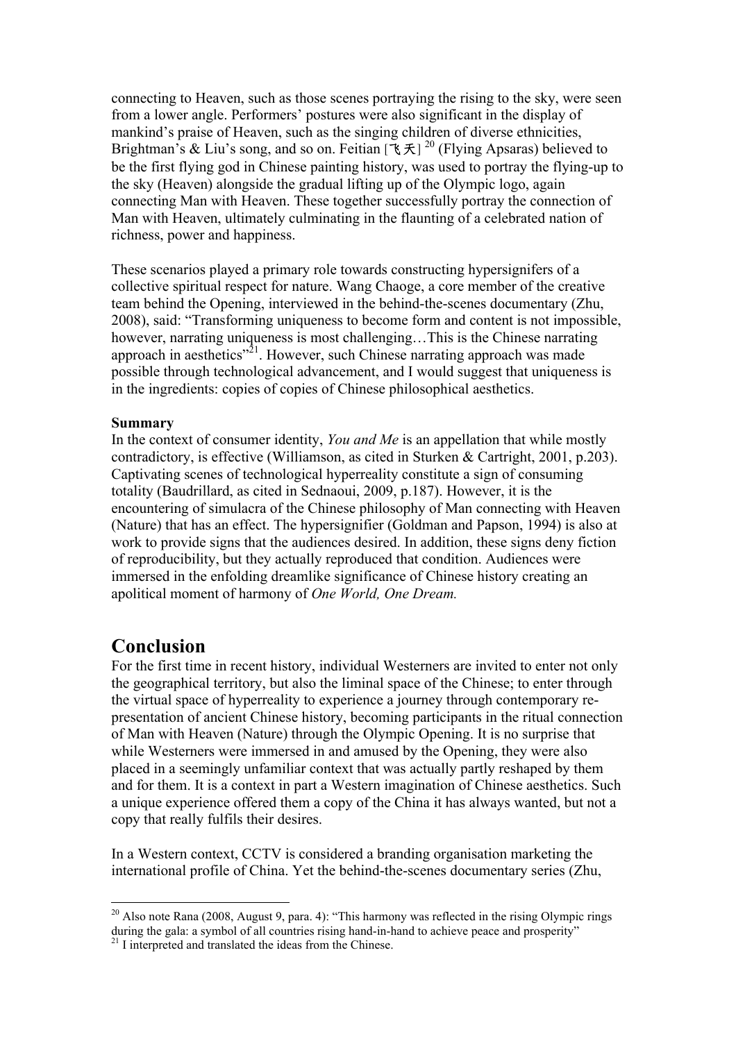connecting to Heaven, such as those scenes portraying the rising to the sky, were seen from a lower angle. Performers' postures were also significant in the display of mankind's praise of Heaven, such as the singing children of diverse ethnicities, Brightman's & Liu's song, and so on. Feitian [飞天] [20] (Flying Apsaras) believed to be the first flying god in Chinese painting history, was used to portray the flying-up to the sky (Heaven) alongside the gradual lifting up of the Olympic logo, again connecting Man with Heaven. These together successfully portray the connection of Man with Heaven, ultimately culminating in the flaunting of a celebrated nation of richness, power and happiness.

These scenarios played a primary role towards constructing hypersignifers of a collective spiritual respect for nature. Wang Chaoge, a core member of the creative team behind the Opening, interviewed in the behind-the-scenes documentary (Zhu, 2008), said: "Transforming uniqueness to become form and content is not impossible, however, narrating uniqueness is most challenging…This is the Chinese narrating approach in aesthetics"[21]. However, such Chinese narrating approach was made possible through technological advancement, and I would suggest that uniqueness is in the ingredients: copies of copies of Chinese philosophical aesthetics.

**Summary**

In the context of consumer identity, *You and Me* is an appellation that while mostly contradictory, is effective (Williamson, as cited in Sturken & Cartright, 2001, p.203). Captivating scenes of technological hyperreality constitute a sign of consuming totality (Baudrillard, as cited in Sednaoui, 2009, p.187). However, it is the encountering of simulacra of the Chinese philosophy of Man connecting with Heaven (Nature) that has an effect. The hypersignifier (Goldman and Papson, 1994) is also at work to provide signs that the audiences desired. In addition, these signs deny fiction of reproducibility, but they actually reproduced that condition. Audiences were immersed in the enfolding dreamlike significance of Chinese history creating an apolitical moment of harmony of *One World, One Dream.*

## Conclusion

For the first time in recent history, individual Westerners are invited to enter not only the geographical territory, but also the liminal space of the Chinese; to enter through the virtual space of hyperreality to experience a journey through contemporary re-presentation of ancient Chinese history, becoming participants in the ritual connection of Man with Heaven (Nature) through the Olympic Opening. It is no surprise that while Westerners were immersed in and amused by the Opening, they were also placed in a seemingly unfamiliar context that was actually partly reshaped by them and for them. It is a context in part a Western imagination of Chinese aesthetics. Such a unique experience offered them a copy of the China it has always wanted, but not a copy that really fulfils their desires.

In a Western context, CCTV is considered a branding organisation marketing the international profile of China. Yet the behind-the-scenes documentary series (Zhu,

[20] Also note Rana (2008, August 9, para. 4): "This harmony was reflected in the rising Olympic rings during the gala: a symbol of all countries rising hand-in-hand to achieve peace and prosperity"

[21] I interpreted and translated the ideas from the Chinese.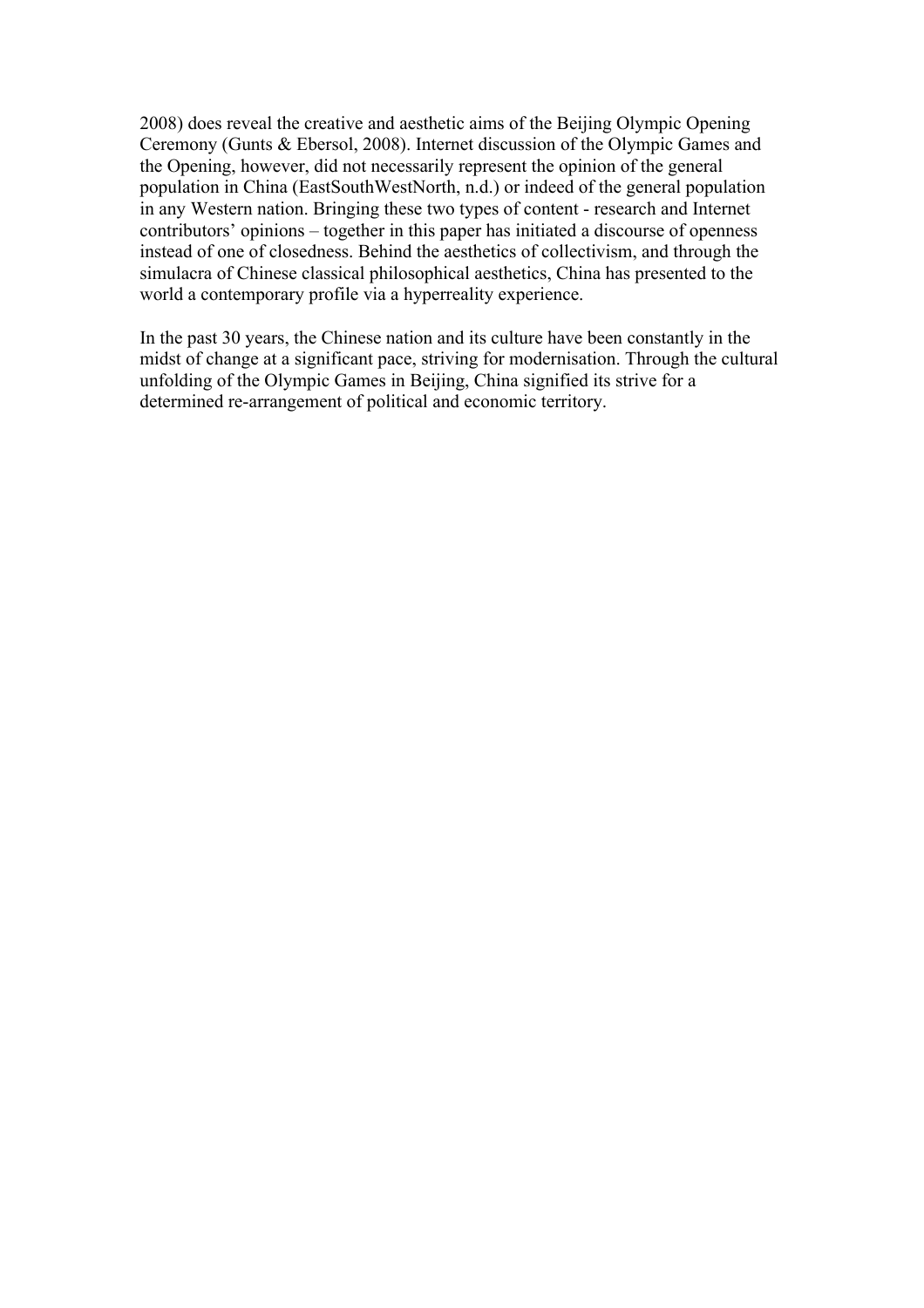2008) does reveal the creative and aesthetic aims of the Beijing Olympic Opening Ceremony (Gunts & Ebersol, 2008). Internet discussion of the Olympic Games and the Opening, however, did not necessarily represent the opinion of the general population in China (EastSouthWestNorth, n.d.) or indeed of the general population in any Western nation. Bringing these two types of content - research and Internet contributors' opinions – together in this paper has initiated a discourse of openness instead of one of closedness. Behind the aesthetics of collectivism, and through the simulacra of Chinese classical philosophical aesthetics, China has presented to the world a contemporary profile via a hyperreality experience.

In the past 30 years, the Chinese nation and its culture have been constantly in the midst of change at a significant pace, striving for modernisation. Through the cultural unfolding of the Olympic Games in Beijing, China signified its strive for a determined re-arrangement of political and economic territory.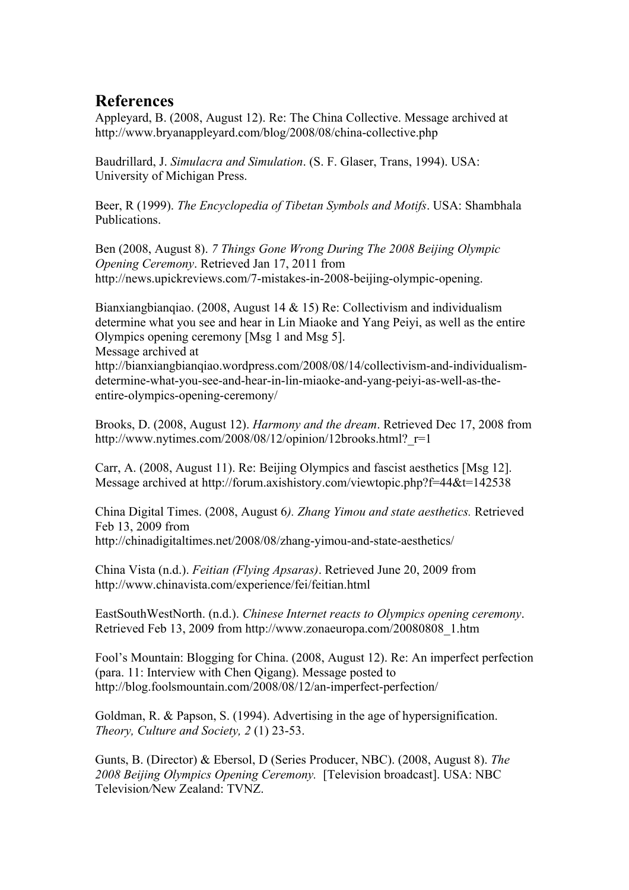## References

Appleyard, B. (2008, August 12). Re: The China Collective. Message archived at http://www.bryanappleyard.com/blog/2008/08/china-collective.php

Baudrillard, J. *Simulacra and Simulation*. (S. F. Glaser, Trans, 1994). USA: University of Michigan Press.

Beer, R (1999). *The Encyclopedia of Tibetan Symbols and Motifs*. USA: Shambhala Publications.

Ben (2008, August 8). *7 Things Gone Wrong During The 2008 Beijing Olympic Opening Ceremony*. Retrieved Jan 17, 2011 from http://news.upickreviews.com/7-mistakes-in-2008-beijing-olympic-opening.

Bianxiangbianqiao. (2008, August 14 & 15) Re: Collectivism and individualism determine what you see and hear in Lin Miaoke and Yang Peiyi, as well as the entire Olympics opening ceremony [Msg 1 and Msg 5].
Message archived at
http://bianxiangbianqiao.wordpress.com/2008/08/14/collectivism-and-individualism-determine-what-you-see-and-hear-in-lin-miaoke-and-yang-peiyi-as-well-as-the-entire-olympics-opening-ceremony/

Brooks, D. (2008, August 12). *Harmony and the dream*. Retrieved Dec 17, 2008 from http://www.nytimes.com/2008/08/12/opinion/12brooks.html?_r=1

Carr, A. (2008, August 11). Re: Beijing Olympics and fascist aesthetics [Msg 12]. Message archived at http://forum.axishistory.com/viewtopic.php?f=44&t=142538

China Digital Times. (2008, August 6*). Zhang Yimou and state aesthetics.* Retrieved Feb 13, 2009 from
http://chinadigitaltimes.net/2008/08/zhang-yimou-and-state-aesthetics/

China Vista (n.d.). *Feitian (Flying Apsaras)*. Retrieved June 20, 2009 from http://www.chinavista.com/experience/fei/feitian.html

EastSouthWestNorth. (n.d.). *Chinese Internet reacts to Olympics opening ceremony*. Retrieved Feb 13, 2009 from http://www.zonaeuropa.com/20080808_1.htm

Fool's Mountain: Blogging for China. (2008, August 12). Re: An imperfect perfection (para. 11: Interview with Chen Qigang). Message posted to http://blog.foolsmountain.com/2008/08/12/an-imperfect-perfection/

Goldman, R. & Papson, S. (1994). Advertising in the age of hypersignification. *Theory, Culture and Society, 2* (1) 23-53.

Gunts, B. (Director) & Ebersol, D (Series Producer, NBC). (2008, August 8). *The 2008 Beijing Olympics Opening Ceremony.* [Television broadcast]. USA: NBC Television/New Zealand: TVNZ.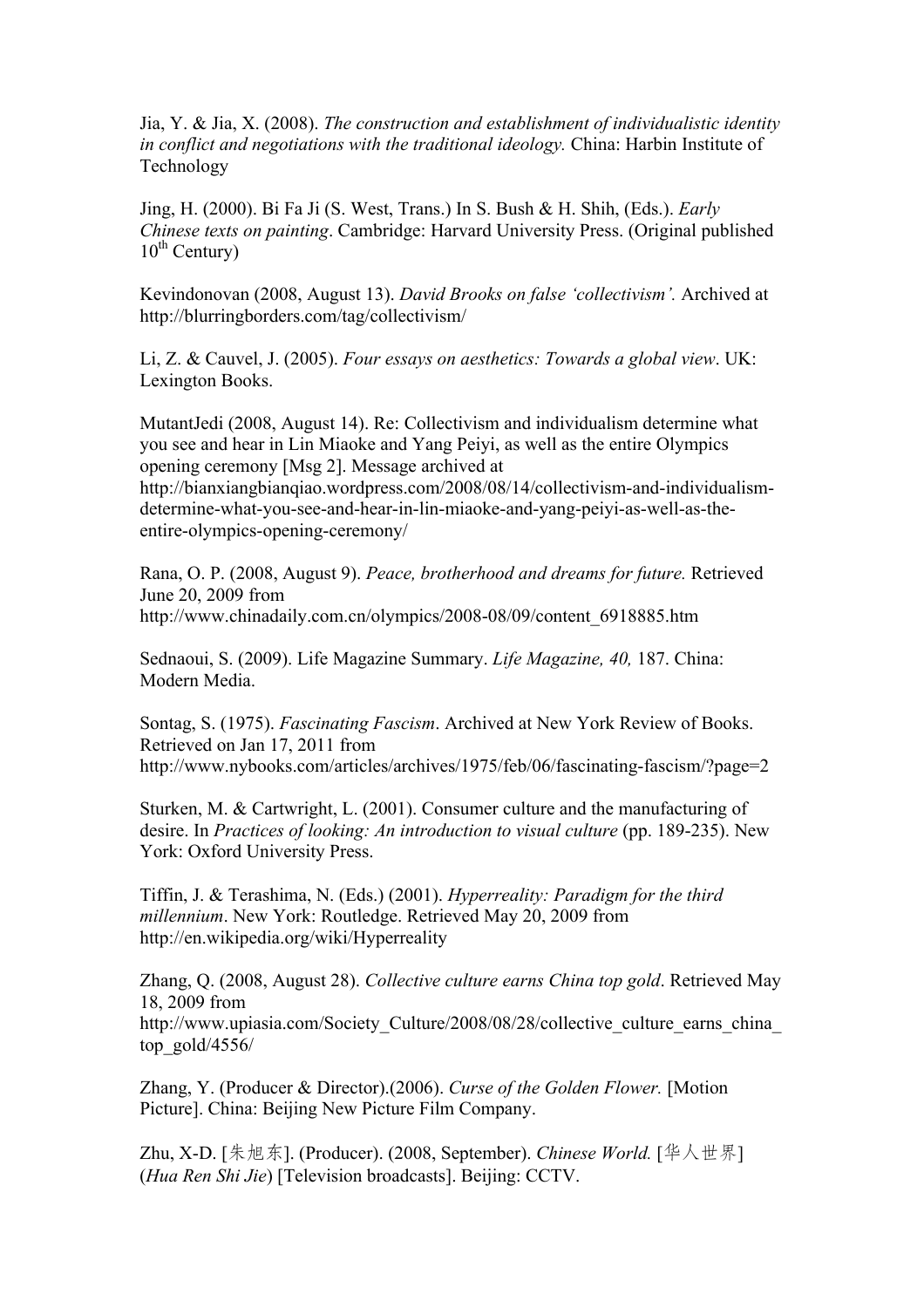Jia, Y. & Jia, X. (2008). *The construction and establishment of individualistic identity in conflict and negotiations with the traditional ideology.* China: Harbin Institute of Technology

Jing, H. (2000). Bi Fa Ji (S. West, Trans.) In S. Bush & H. Shih, (Eds.). *Early Chinese texts on painting*. Cambridge: Harvard University Press. (Original published 10th Century)

Kevindonovan (2008, August 13). *David Brooks on false 'collectivism'.* Archived at http://blurringborders.com/tag/collectivism/

Li, Z. & Cauvel, J. (2005). *Four essays on aesthetics: Towards a global view*. UK: Lexington Books.

MutantJedi (2008, August 14). Re: Collectivism and individualism determine what you see and hear in Lin Miaoke and Yang Peiyi, as well as the entire Olympics opening ceremony [Msg 2]. Message archived at http://bianxiangbianqiao.wordpress.com/2008/08/14/collectivism-and-individualism-determine-what-you-see-and-hear-in-lin-miaoke-and-yang-peiyi-as-well-as-the-entire-olympics-opening-ceremony/

Rana, O. P. (2008, August 9). *Peace, brotherhood and dreams for future.* Retrieved June 20, 2009 from http://www.chinadaily.com.cn/olympics/2008-08/09/content_6918885.htm

Sednaoui, S. (2009). Life Magazine Summary. *Life Magazine, 40,* 187. China: Modern Media.

Sontag, S. (1975). *Fascinating Fascism*. Archived at New York Review of Books. Retrieved on Jan 17, 2011 from http://www.nybooks.com/articles/archives/1975/feb/06/fascinating-fascism/?page=2

Sturken, M. & Cartwright, L. (2001). Consumer culture and the manufacturing of desire. In *Practices of looking: An introduction to visual culture* (pp. 189-235). New York: Oxford University Press.

Tiffin, J. & Terashima, N. (Eds.) (2001). *Hyperreality: Paradigm for the third millennium*. New York: Routledge. Retrieved May 20, 2009 from http://en.wikipedia.org/wiki/Hyperreality

Zhang, Q. (2008, August 28). *Collective culture earns China top gold*. Retrieved May 18, 2009 from http://www.upiasia.com/Society_Culture/2008/08/28/collective_culture_earns_china_top_gold/4556/

Zhang, Y. (Producer & Director).(2006). *Curse of the Golden Flower.* [Motion Picture]. China: Beijing New Picture Film Company.

Zhu, X-D. [朱旭东]. (Producer). (2008, September). *Chinese World.* [华人世界] (*Hua Ren Shi Jie*) [Television broadcasts]. Beijing: CCTV.